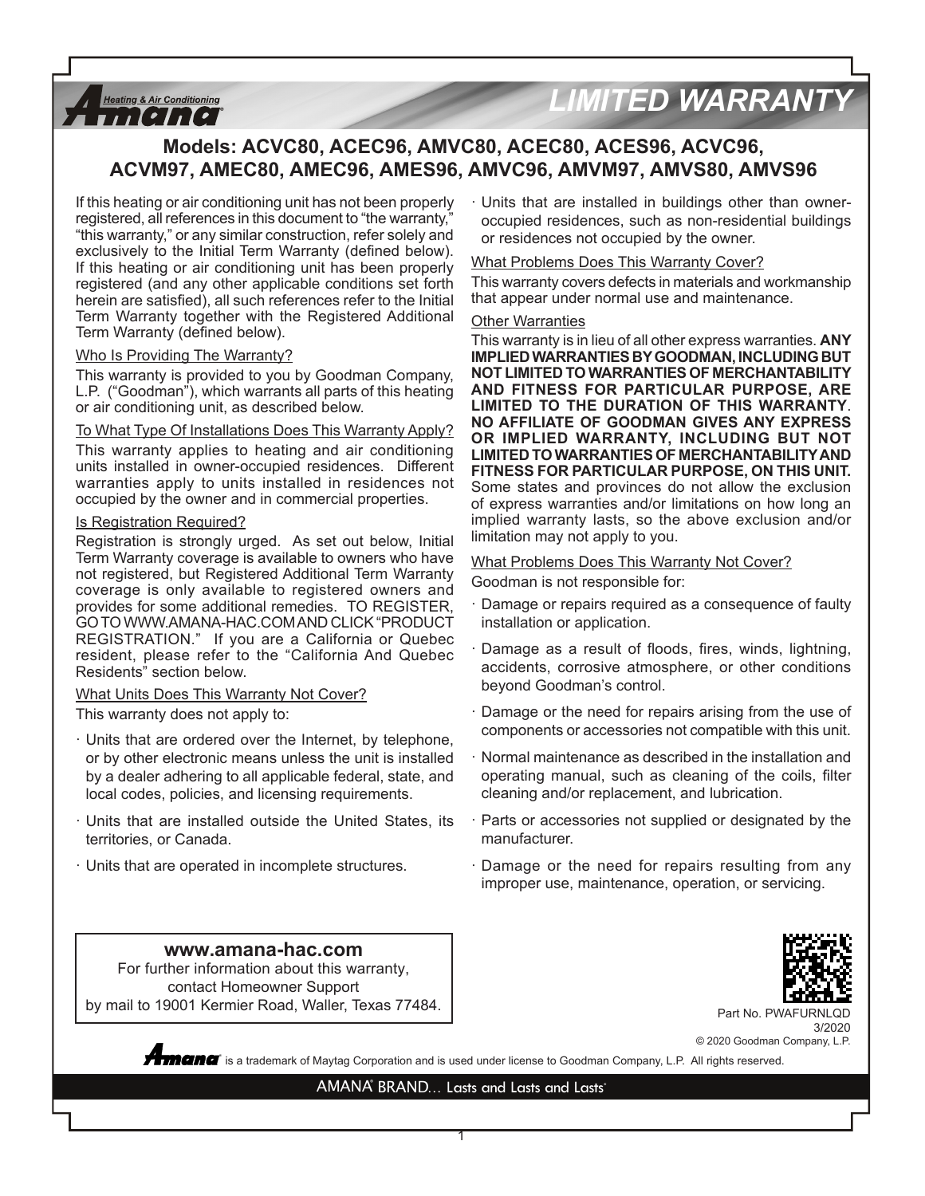# LIMITED WARRANTY

## Models: ACVC80, ACEC96, AMVC80, ACEC80, ACES96, ACVC96, ACVM97, AMEC80, AMEC96, AMES96, AMVC96, AMVM97, AMVS80, AMVS96

If this heating or air conditioning unit has not been properly registered, all references in this document to "the warranty," "this warranty," or any similar construction, refer solely and exclusively to the Initial Term Warranty (defined below). If this heating or air conditioning unit has been properly registered (and any other applicable conditions set forth herein are satisfied), all such references refer to the Initial Term Warranty together with the Registered Additional Term Warranty (defined below).

### Who Is Providing The Warranty?

This warranty is provided to you by Goodman Company, L.P. ("Goodman"), which warrants all parts of this heating or air conditioning unit, as described below.

### To What Type Of Installations Does This Warranty Apply?

This warranty applies to heating and air conditioning units installed in owner-occupied residences. Different warranties apply to units installed in residences not occupied by the owner and in commercial properties.

### Is Registration Required?

Registration is strongly urged. As set out below, Initial Term Warranty coverage is available to owners who have not registered, but Registered Additional Term Warranty coverage is only available to registered owners and provides for some additional remedies. TO REGISTER, GO TO WWW.AMANA-HAC.COM AND CLICK "PRODUCT REGISTRATION." If you are a California or Quebec resident, please refer to the "California And Quebec Residents" section below.

### What Units Does This Warranty Not Cover?

This warranty does not apply to:

- Units that are ordered over the Internet, by telephone, or by other electronic means unless the unit is installed by a dealer adhering to all applicable federal, state, and local codes, policies, and licensing requirements.
- Units that are installed outside the United States, its territories, or Canada.
- Units that are operated in incomplete structures.
- Units that are installed in buildings other than owner-occupied residences, such as non-residential buildings or residences not occupied by the owner.

### What Problems Does This Warranty Cover?

This warranty covers defects in materials and workmanship that appear under normal use and maintenance.

### Other Warranties

This warranty is in lieu of all other express warranties. **ANY IMPLIED WARRANTIES BY GOODMAN, INCLUDING BUT NOT LIMITED TO WARRANTIES OF MERCHANTABILITY AND FITNESS FOR PARTICULAR PURPOSE, ARE LIMITED TO THE DURATION OF THIS WARRANTY. NO AFFILIATE OF GOODMAN GIVES ANY EXPRESS OR IMPLIED WARRANTY, INCLUDING BUT NOT LIMITED TO WARRANTIES OF MERCHANTABILITY AND FITNESS FOR PARTICULAR PURPOSE, ON THIS UNIT.** Some states and provinces do not allow the exclusion of express warranties and/or limitations on how long an implied warranty lasts, so the above exclusion and/or limitation may not apply to you.

### What Problems Does This Warranty Not Cover?

Goodman is not responsible for:

- Damage or repairs required as a consequence of faulty installation or application.
- Damage as a result of floods, fires, winds, lightning, accidents, corrosive atmosphere, or other conditions beyond Goodman's control.
- Damage or the need for repairs arising from the use of components or accessories not compatible with this unit.
- Normal maintenance as described in the installation and operating manual, such as cleaning of the coils, filter cleaning and/or replacement, and lubrication.
- Parts or accessories not supplied or designated by the manufacturer.
- Damage or the need for repairs resulting from any improper use, maintenance, operation, or servicing.

**www.amana-hac.com**
For further information about this warranty, contact Homeowner Support by mail to 19001 Kermier Road, Waller, Texas 77484.

Part No. PWAFURNLQD
3/2020
© 2020 Goodman Company, L.P.

Amana is a trademark of Maytag Corporation and is used under license to Goodman Company, L.P. All rights reserved.

AMANA® BRAND... Lasts and Lasts and Lasts®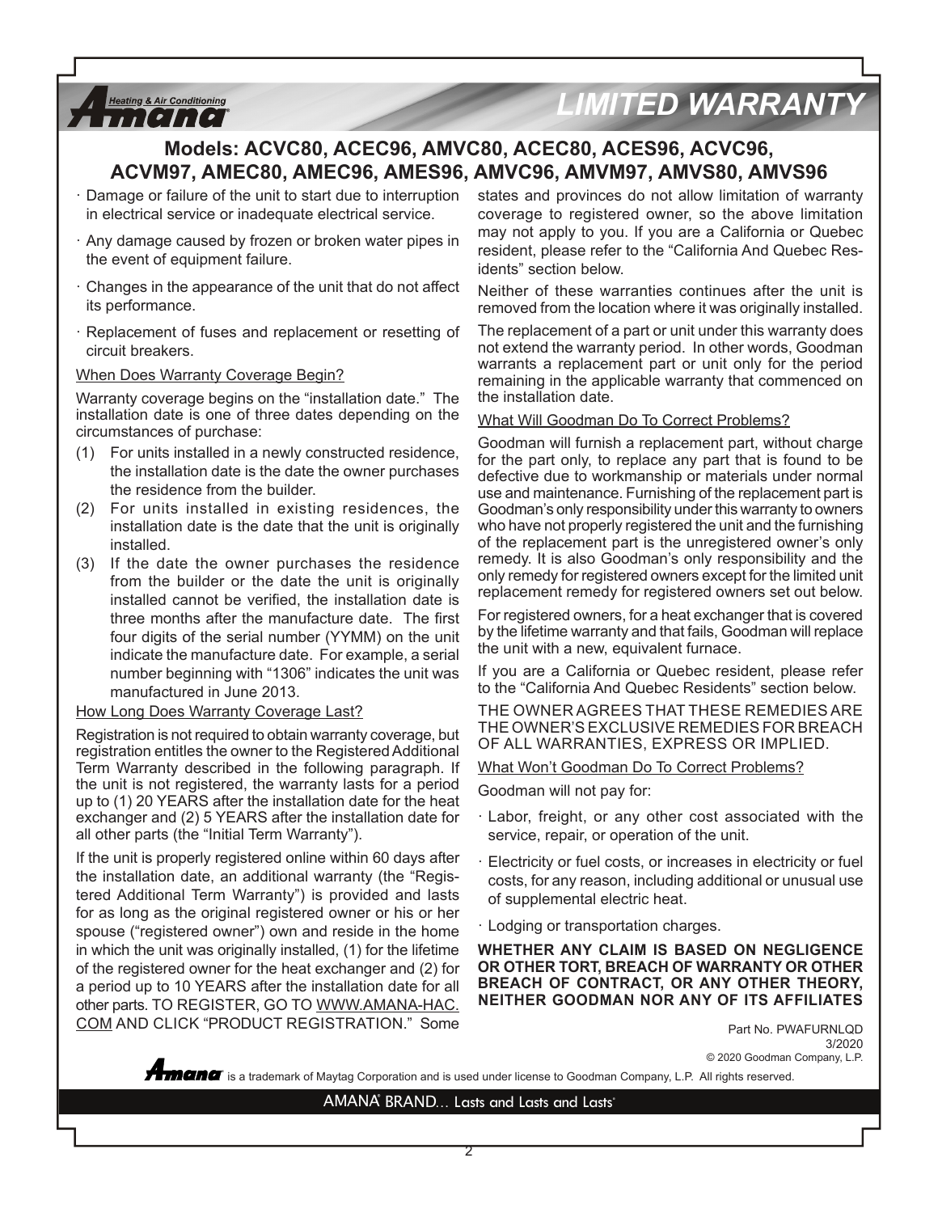# LIMITED WARRANTY

## Models: ACVC80, ACEC96, AMVC80, ACEC80, ACES96, ACVC96, ACVM97, AMEC80, AMEC96, AMES96, AMVC96, AMVM97, AMVS80, AMVS96

- Damage or failure of the unit to start due to interruption in electrical service or inadequate electrical service.
- Any damage caused by frozen or broken water pipes in the event of equipment failure.
- Changes in the appearance of the unit that do not affect its performance.
- Replacement of fuses and replacement or resetting of circuit breakers.

When Does Warranty Coverage Begin?

Warranty coverage begins on the "installation date." The installation date is one of three dates depending on the circumstances of purchase:

(1) For units installed in a newly constructed residence, the installation date is the date the owner purchases the residence from the builder.

(2) For units installed in existing residences, the installation date is the date that the unit is originally installed.

(3) If the date the owner purchases the residence from the builder or the date the unit is originally installed cannot be verified, the installation date is three months after the manufacture date. The first four digits of the serial number (YYMM) on the unit indicate the manufacture date. For example, a serial number beginning with "1306" indicates the unit was manufactured in June 2013.

How Long Does Warranty Coverage Last?

Registration is not required to obtain warranty coverage, but registration entitles the owner to the Registered Additional Term Warranty described in the following paragraph. If the unit is not registered, the warranty lasts for a period up to (1) 20 YEARS after the installation date for the heat exchanger and (2) 5 YEARS after the installation date for all other parts (the "Initial Term Warranty").

If the unit is properly registered online within 60 days after the installation date, an additional warranty (the "Registered Additional Term Warranty") is provided and lasts for as long as the original registered owner or his or her spouse ("registered owner") own and reside in the home in which the unit was originally installed, (1) for the lifetime of the registered owner for the heat exchanger and (2) for a period up to 10 YEARS after the installation date for all other parts. TO REGISTER, GO TO WWW.AMANA-HAC.COM AND CLICK "PRODUCT REGISTRATION." Some states and provinces do not allow limitation of warranty coverage to registered owner, so the above limitation may not apply to you. If you are a California or Quebec resident, please refer to the "California And Quebec Residents" section below.

Neither of these warranties continues after the unit is removed from the location where it was originally installed.

The replacement of a part or unit under this warranty does not extend the warranty period. In other words, Goodman warrants a replacement part or unit only for the period remaining in the applicable warranty that commenced on the installation date.

What Will Goodman Do To Correct Problems?

Goodman will furnish a replacement part, without charge for the part only, to replace any part that is found to be defective due to workmanship or materials under normal use and maintenance. Furnishing of the replacement part is Goodman's only responsibility under this warranty to owners who have not properly registered the unit and the furnishing of the replacement part is the unregistered owner's only remedy. It is also Goodman's only responsibility and the only remedy for registered owners except for the limited unit replacement remedy for registered owners set out below.

For registered owners, for a heat exchanger that is covered by the lifetime warranty and that fails, Goodman will replace the unit with a new, equivalent furnace.

If you are a California or Quebec resident, please refer to the "California And Quebec Residents" section below.

THE OWNER AGREES THAT THESE REMEDIES ARE THE OWNER'S EXCLUSIVE REMEDIES FOR BREACH OF ALL WARRANTIES, EXPRESS OR IMPLIED.

What Won't Goodman Do To Correct Problems?

Goodman will not pay for:

- Labor, freight, or any other cost associated with the service, repair, or operation of the unit.
- Electricity or fuel costs, or increases in electricity or fuel costs, for any reason, including additional or unusual use of supplemental electric heat.
- Lodging or transportation charges.

**WHETHER ANY CLAIM IS BASED ON NEGLIGENCE OR OTHER TORT, BREACH OF WARRANTY OR OTHER BREACH OF CONTRACT, OR ANY OTHER THEORY, NEITHER GOODMAN NOR ANY OF ITS AFFILIATES**

Part No. PWAFURNLQD
3/2020
© 2020 Goodman Company, L.P.

Amana is a trademark of Maytag Corporation and is used under license to Goodman Company, L.P. All rights reserved.

AMANA® BRAND... Lasts and Lasts and Lasts®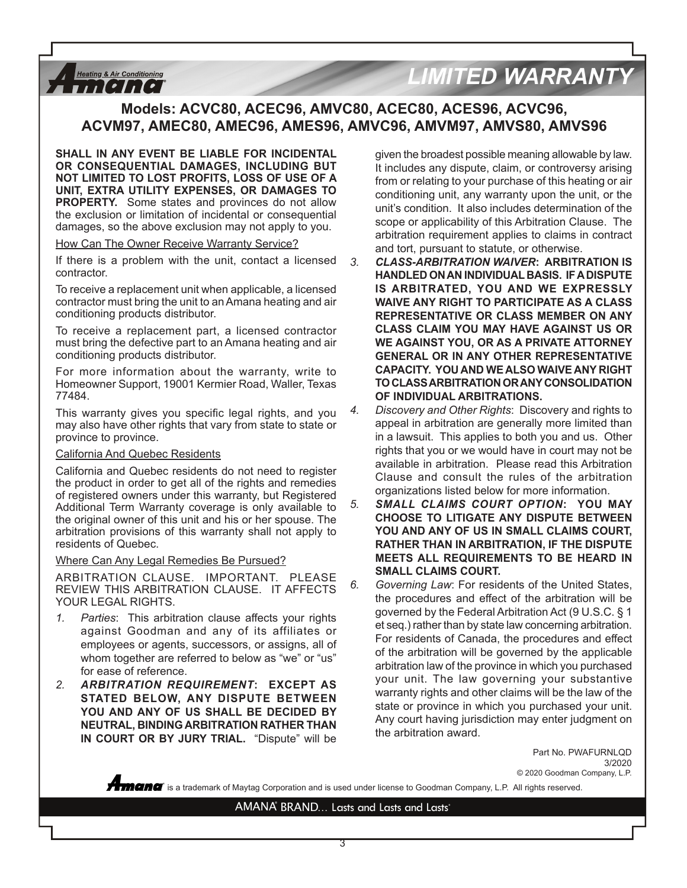# LIMITED WARRANTY

## Models: ACVC80, ACEC96, AMVC80, ACEC80, ACES96, ACVC96, ACVM97, AMEC80, AMEC96, AMES96, AMVC96, AMVM97, AMVS80, AMVS96

**SHALL IN ANY EVENT BE LIABLE FOR INCIDENTAL OR CONSEQUENTIAL DAMAGES, INCLUDING BUT NOT LIMITED TO LOST PROFITS, LOSS OF USE OF A UNIT, EXTRA UTILITY EXPENSES, OR DAMAGES TO PROPERTY.** Some states and provinces do not allow the exclusion or limitation of incidental or consequential damages, so the above exclusion may not apply to you.

How Can The Owner Receive Warranty Service?

If there is a problem with the unit, contact a licensed contractor.

To receive a replacement unit when applicable, a licensed contractor must bring the unit to an Amana heating and air conditioning products distributor.

To receive a replacement part, a licensed contractor must bring the defective part to an Amana heating and air conditioning products distributor.

For more information about the warranty, write to Homeowner Support, 19001 Kermier Road, Waller, Texas 77484.

This warranty gives you specific legal rights, and you may also have other rights that vary from state to state or province to province.

California And Quebec Residents

California and Quebec residents do not need to register the product in order to get all of the rights and remedies of registered owners under this warranty, but Registered Additional Term Warranty coverage is only available to the original owner of this unit and his or her spouse. The arbitration provisions of this warranty shall not apply to residents of Quebec.

Where Can Any Legal Remedies Be Pursued?

ARBITRATION CLAUSE. IMPORTANT. PLEASE REVIEW THIS ARBITRATION CLAUSE. IT AFFECTS YOUR LEGAL RIGHTS.

1. *Parties*: This arbitration clause affects your rights against Goodman and any of its affiliates or employees or agents, successors, or assigns, all of whom together are referred to below as "we" or "us" for ease of reference.
2. ***ARBITRATION REQUIREMENT*****: EXCEPT AS STATED BELOW, ANY DISPUTE BETWEEN YOU AND ANY OF US SHALL BE DECIDED BY NEUTRAL, BINDING ARBITRATION RATHER THAN IN COURT OR BY JURY TRIAL.** "Dispute" will be given the broadest possible meaning allowable by law. It includes any dispute, claim, or controversy arising from or relating to your purchase of this heating or air conditioning unit, any warranty upon the unit, or the unit's condition. It also includes determination of the scope or applicability of this Arbitration Clause. The arbitration requirement applies to claims in contract and tort, pursuant to statute, or otherwise.
3. ***CLASS-ARBITRATION WAIVER*****: ARBITRATION IS HANDLED ON AN INDIVIDUAL BASIS. IF A DISPUTE IS ARBITRATED, YOU AND WE EXPRESSLY WAIVE ANY RIGHT TO PARTICIPATE AS A CLASS REPRESENTATIVE OR CLASS MEMBER ON ANY CLASS CLAIM YOU MAY HAVE AGAINST US OR WE AGAINST YOU, OR AS A PRIVATE ATTORNEY GENERAL OR IN ANY OTHER REPRESENTATIVE CAPACITY. YOU AND WE ALSO WAIVE ANY RIGHT TO CLASS ARBITRATION OR ANY CONSOLIDATION OF INDIVIDUAL ARBITRATIONS.**
4. *Discovery and Other Rights*: Discovery and rights to appeal in arbitration are generally more limited than in a lawsuit. This applies to both you and us. Other rights that you or we would have in court may not be available in arbitration. Please read this Arbitration Clause and consult the rules of the arbitration organizations listed below for more information.
5. ***SMALL CLAIMS COURT OPTION*****: YOU MAY CHOOSE TO LITIGATE ANY DISPUTE BETWEEN YOU AND ANY OF US IN SMALL CLAIMS COURT, RATHER THAN IN ARBITRATION, IF THE DISPUTE MEETS ALL REQUIREMENTS TO BE HEARD IN SMALL CLAIMS COURT.**
6. *Governing Law*: For residents of the United States, the procedures and effect of the arbitration will be governed by the Federal Arbitration Act (9 U.S.C. § 1 et seq.) rather than by state law concerning arbitration. For residents of Canada, the procedures and effect of the arbitration will be governed by the applicable arbitration law of the province in which you purchased your unit. The law governing your substantive warranty rights and other claims will be the law of the state or province in which you purchased your unit. Any court having jurisdiction may enter judgment on the arbitration award.

Part No. PWAFURNLQD
3/2020
© 2020 Goodman Company, L.P.

Amana is a trademark of Maytag Corporation and is used under license to Goodman Company, L.P. All rights reserved.

AMANA® BRAND... Lasts and Lasts and Lasts®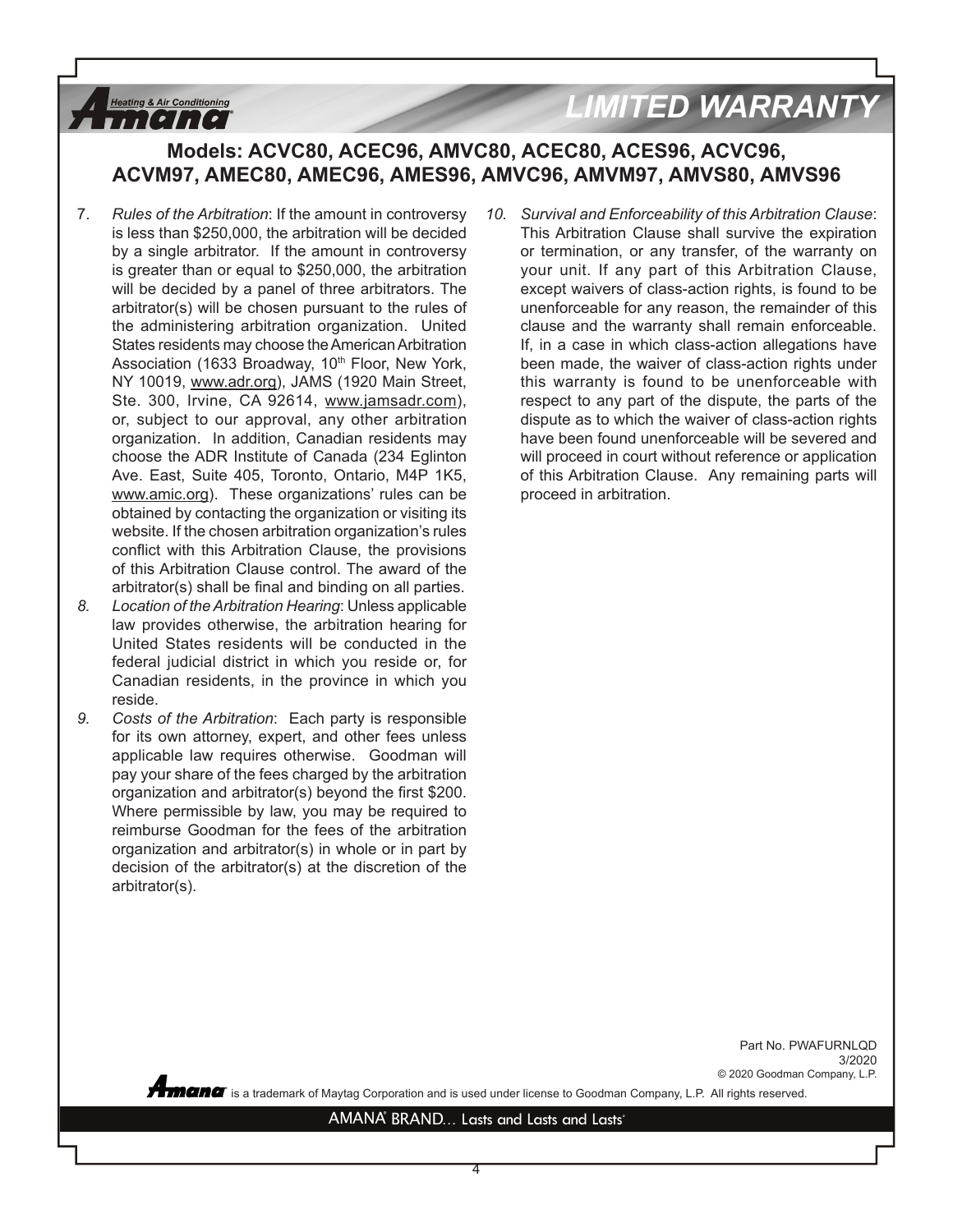# LIMITED WARRANTY

## Models: ACVC80, ACEC96, AMVC80, ACEC80, ACES96, ACVC96, ACVM97, AMEC80, AMEC96, AMES96, AMVC96, AMVM97, AMVS80, AMVS96

7. *Rules of the Arbitration*: If the amount in controversy is less than $250,000, the arbitration will be decided by a single arbitrator. If the amount in controversy is greater than or equal to $250,000, the arbitration will be decided by a panel of three arbitrators. The arbitrator(s) will be chosen pursuant to the rules of the administering arbitration organization. United States residents may choose the American Arbitration Association (1633 Broadway, 10th Floor, New York, NY 10019, www.adr.org), JAMS (1920 Main Street, Ste. 300, Irvine, CA 92614, www.jamsadr.com), or, subject to our approval, any other arbitration organization. In addition, Canadian residents may choose the ADR Institute of Canada (234 Eglinton Ave. East, Suite 405, Toronto, Ontario, M4P 1K5, www.amic.org). These organizations' rules can be obtained by contacting the organization or visiting its website. If the chosen arbitration organization's rules conflict with this Arbitration Clause, the provisions of this Arbitration Clause control. The award of the arbitrator(s) shall be final and binding on all parties.
8. *Location of the Arbitration Hearing*: Unless applicable law provides otherwise, the arbitration hearing for United States residents will be conducted in the federal judicial district in which you reside or, for Canadian residents, in the province in which you reside.
9. *Costs of the Arbitration*: Each party is responsible for its own attorney, expert, and other fees unless applicable law requires otherwise. Goodman will pay your share of the fees charged by the arbitration organization and arbitrator(s) beyond the first $200. Where permissible by law, you may be required to reimburse Goodman for the fees of the arbitration organization and arbitrator(s) in whole or in part by decision of the arbitrator(s) at the discretion of the arbitrator(s).
10. *Survival and Enforceability of this Arbitration Clause*: This Arbitration Clause shall survive the expiration or termination, or any transfer, of the warranty on your unit. If any part of this Arbitration Clause, except waivers of class-action rights, is found to be unenforceable for any reason, the remainder of this clause and the warranty shall remain enforceable. If, in a case in which class-action allegations have been made, the waiver of class-action rights under this warranty is found to be unenforceable with respect to any part of the dispute, the parts of the dispute as to which the waiver of class-action rights have been found unenforceable will be severed and will proceed in court without reference or application of this Arbitration Clause. Any remaining parts will proceed in arbitration.

Part No. PWAFURNLQD
3/2020
© 2020 Goodman Company, L.P.

Amana® is a trademark of Maytag Corporation and is used under license to Goodman Company, L.P. All rights reserved.

AMANA® BRAND... Lasts and Lasts and Lasts®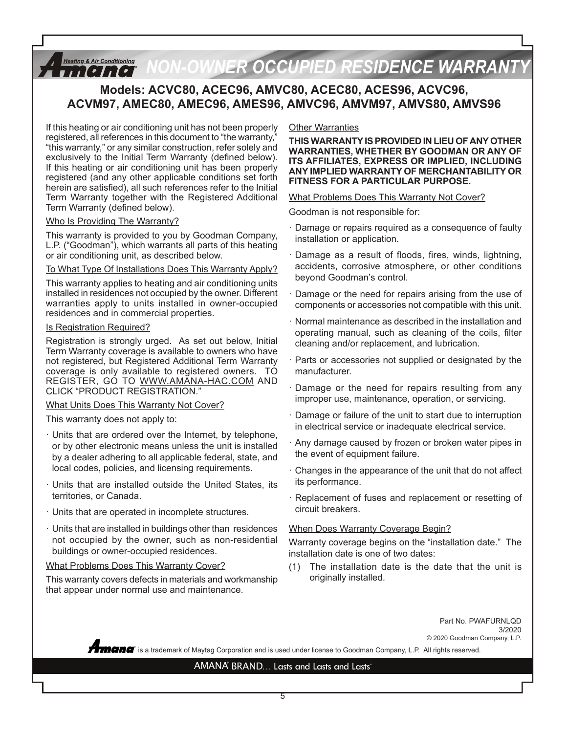# NON-OWNER OCCUPIED RESIDENCE WARRANTY

## Models: ACVC80, ACEC96, AMVC80, ACEC80, ACES96, ACVC96, ACVM97, AMEC80, AMEC96, AMES96, AMVC96, AMVM97, AMVS80, AMVS96

If this heating or air conditioning unit has not been properly registered, all references in this document to "the warranty," "this warranty," or any similar construction, refer solely and exclusively to the Initial Term Warranty (defined below). If this heating or air conditioning unit has been properly registered (and any other applicable conditions set forth herein are satisfied), all such references refer to the Initial Term Warranty together with the Registered Additional Term Warranty (defined below).

Who Is Providing The Warranty?

This warranty is provided to you by Goodman Company, L.P. ("Goodman"), which warrants all parts of this heating or air conditioning unit, as described below.

To What Type Of Installations Does This Warranty Apply?

This warranty applies to heating and air conditioning units installed in residences not occupied by the owner. Different warranties apply to units installed in owner-occupied residences and in commercial properties.

Is Registration Required?

Registration is strongly urged. As set out below, Initial Term Warranty coverage is available to owners who have not registered, but Registered Additional Term Warranty coverage is only available to registered owners. TO REGISTER, GO TO WWW.AMANA-HAC.COM AND CLICK "PRODUCT REGISTRATION."

What Units Does This Warranty Not Cover?

This warranty does not apply to:

- Units that are ordered over the Internet, by telephone, or by other electronic means unless the unit is installed by a dealer adhering to all applicable federal, state, and local codes, policies, and licensing requirements.
- Units that are installed outside the United States, its territories, or Canada.
- Units that are operated in incomplete structures.
- Units that are installed in buildings other than residences not occupied by the owner, such as non-residential buildings or owner-occupied residences.

What Problems Does This Warranty Cover?

This warranty covers defects in materials and workmanship that appear under normal use and maintenance.

Other Warranties

**THIS WARRANTY IS PROVIDED IN LIEU OF ANY OTHER WARRANTIES, WHETHER BY GOODMAN OR ANY OF ITS AFFILIATES, EXPRESS OR IMPLIED, INCLUDING ANY IMPLIED WARRANTY OF MERCHANTABILITY OR FITNESS FOR A PARTICULAR PURPOSE.**

What Problems Does This Warranty Not Cover?

Goodman is not responsible for:

- Damage or repairs required as a consequence of faulty installation or application.
- Damage as a result of floods, fires, winds, lightning, accidents, corrosive atmosphere, or other conditions beyond Goodman's control.
- Damage or the need for repairs arising from the use of components or accessories not compatible with this unit.
- Normal maintenance as described in the installation and operating manual, such as cleaning of the coils, filter cleaning and/or replacement, and lubrication.
- Parts or accessories not supplied or designated by the manufacturer.
- Damage or the need for repairs resulting from any improper use, maintenance, operation, or servicing.
- Damage or failure of the unit to start due to interruption in electrical service or inadequate electrical service.
- Any damage caused by frozen or broken water pipes in the event of equipment failure.
- Changes in the appearance of the unit that do not affect its performance.
- Replacement of fuses and replacement or resetting of circuit breakers.

When Does Warranty Coverage Begin?

Warranty coverage begins on the "installation date." The installation date is one of two dates:

(1) The installation date is the date that the unit is originally installed.

Part No. PWAFURNLQD
3/2020
© 2020 Goodman Company, L.P.

Amana® is a trademark of Maytag Corporation and is used under license to Goodman Company, L.P. All rights reserved.

AMANA® BRAND... Lasts and Lasts and Lasts®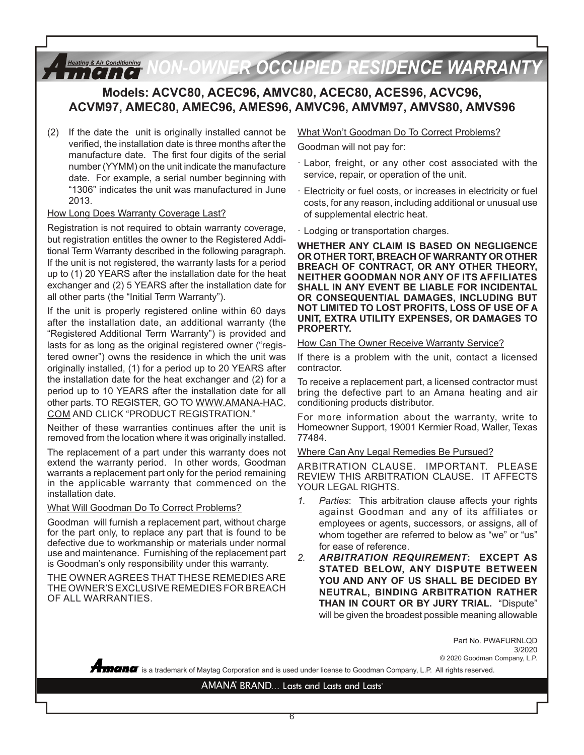# NON-OWNER OCCUPIED RESIDENCE WARRANTY

## Models: ACVC80, ACEC96, AMVC80, ACEC80, ACES96, ACVC96, ACVM97, AMEC80, AMEC96, AMES96, AMVC96, AMVM97, AMVS80, AMVS96

(2) If the date the unit is originally installed cannot be verified, the installation date is three months after the manufacture date. The first four digits of the serial number (YYMM) on the unit indicate the manufacture date. For example, a serial number beginning with "1306" indicates the unit was manufactured in June 2013.

How Long Does Warranty Coverage Last?

Registration is not required to obtain warranty coverage, but registration entitles the owner to the Registered Additional Term Warranty described in the following paragraph. If the unit is not registered, the warranty lasts for a period up to (1) 20 YEARS after the installation date for the heat exchanger and (2) 5 YEARS after the installation date for all other parts (the "Initial Term Warranty").

If the unit is properly registered online within 60 days after the installation date, an additional warranty (the "Registered Additional Term Warranty") is provided and lasts for as long as the original registered owner ("registered owner") owns the residence in which the unit was originally installed, (1) for a period up to 20 YEARS after the installation date for the heat exchanger and (2) for a period up to 10 YEARS after the installation date for all other parts. TO REGISTER, GO TO WWW.AMANA-HAC.COM AND CLICK "PRODUCT REGISTRATION."

Neither of these warranties continues after the unit is removed from the location where it was originally installed.

The replacement of a part under this warranty does not extend the warranty period. In other words, Goodman warrants a replacement part only for the period remaining in the applicable warranty that commenced on the installation date.

What Will Goodman Do To Correct Problems?

Goodman will furnish a replacement part, without charge for the part only, to replace any part that is found to be defective due to workmanship or materials under normal use and maintenance. Furnishing of the replacement part is Goodman's only responsibility under this warranty.

THE OWNER AGREES THAT THESE REMEDIES ARE THE OWNER'S EXCLUSIVE REMEDIES FOR BREACH OF ALL WARRANTIES.

What Won't Goodman Do To Correct Problems?

Goodman will not pay for:

- Labor, freight, or any other cost associated with the service, repair, or operation of the unit.
- Electricity or fuel costs, or increases in electricity or fuel costs, for any reason, including additional or unusual use of supplemental electric heat.
- Lodging or transportation charges.

**WHETHER ANY CLAIM IS BASED ON NEGLIGENCE OR OTHER TORT, BREACH OF WARRANTY OR OTHER BREACH OF CONTRACT, OR ANY OTHER THEORY, NEITHER GOODMAN NOR ANY OF ITS AFFILIATES SHALL IN ANY EVENT BE LIABLE FOR INCIDENTAL OR CONSEQUENTIAL DAMAGES, INCLUDING BUT NOT LIMITED TO LOST PROFITS, LOSS OF USE OF A UNIT, EXTRA UTILITY EXPENSES, OR DAMAGES TO PROPERTY.**

How Can The Owner Receive Warranty Service?

If there is a problem with the unit, contact a licensed contractor.

To receive a replacement part, a licensed contractor must bring the defective part to an Amana heating and air conditioning products distributor.

For more information about the warranty, write to Homeowner Support, 19001 Kermier Road, Waller, Texas 77484.

Where Can Any Legal Remedies Be Pursued?

ARBITRATION CLAUSE. IMPORTANT. PLEASE REVIEW THIS ARBITRATION CLAUSE. IT AFFECTS YOUR LEGAL RIGHTS.

1. *Parties*: This arbitration clause affects your rights against Goodman and any of its affiliates or employees or agents, successors, or assigns, all of whom together are referred to below as "we" or "us" for ease of reference.
2. ***ARBITRATION REQUIREMENT*: EXCEPT AS STATED BELOW, ANY DISPUTE BETWEEN YOU AND ANY OF US SHALL BE DECIDED BY NEUTRAL, BINDING ARBITRATION RATHER THAN IN COURT OR BY JURY TRIAL.** "Dispute" will be given the broadest possible meaning allowable

Part No. PWAFURNLQD
3/2020
© 2020 Goodman Company, L.P.

Amana is a trademark of Maytag Corporation and is used under license to Goodman Company, L.P. All rights reserved.

AMANA® BRAND… Lasts and Lasts and Lasts®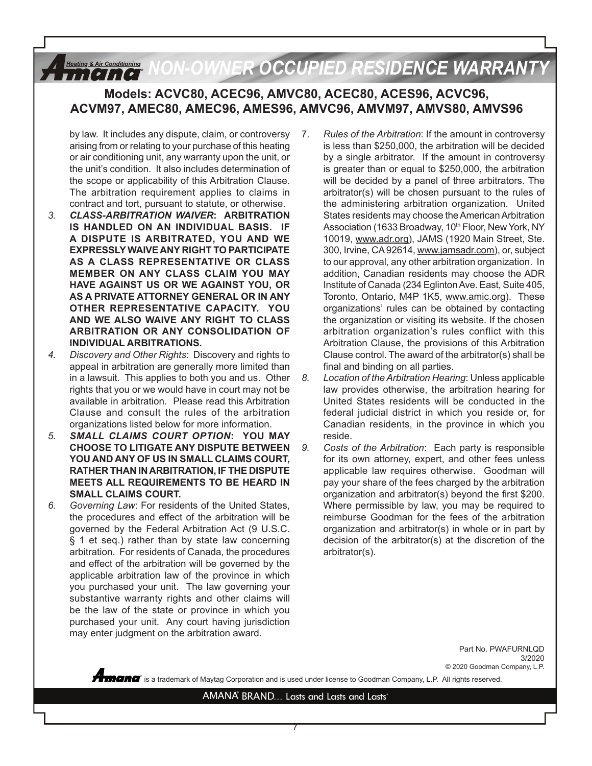# NON-OWNER OCCUPIED RESIDENCE WARRANTY

## Models: ACVC80, ACEC96, AMVC80, ACEC80, ACES96, ACVC96, ACVM97, AMEC80, AMEC96, AMES96, AMVC96, AMVM97, AMVS80, AMVS96

by law. It includes any dispute, claim, or controversy arising from or relating to your purchase of this heating or air conditioning unit, any warranty upon the unit, or the unit's condition. It also includes determination of the scope or applicability of this Arbitration Clause. The arbitration requirement applies to claims in contract and tort, pursuant to statute, or otherwise.

3. ***CLASS-ARBITRATION WAIVER*: ARBITRATION IS HANDLED ON AN INDIVIDUAL BASIS. IF A DISPUTE IS ARBITRATED, YOU AND WE EXPRESSLY WAIVE ANY RIGHT TO PARTICIPATE AS A CLASS REPRESENTATIVE OR CLASS MEMBER ON ANY CLASS CLAIM YOU MAY HAVE AGAINST US OR WE AGAINST YOU, OR AS A PRIVATE ATTORNEY GENERAL OR IN ANY OTHER REPRESENTATIVE CAPACITY. YOU AND WE ALSO WAIVE ANY RIGHT TO CLASS ARBITRATION OR ANY CONSOLIDATION OF INDIVIDUAL ARBITRATIONS.**
4. *Discovery and Other Rights*: Discovery and rights to appeal in arbitration are generally more limited than in a lawsuit. This applies to both you and us. Other rights that you or we would have in court may not be available in arbitration. Please read this Arbitration Clause and consult the rules of the arbitration organizations listed below for more information.
5. ***SMALL CLAIMS COURT OPTION*: YOU MAY CHOOSE TO LITIGATE ANY DISPUTE BETWEEN YOU AND ANY OF US IN SMALL CLAIMS COURT, RATHER THAN IN ARBITRATION, IF THE DISPUTE MEETS ALL REQUIREMENTS TO BE HEARD IN SMALL CLAIMS COURT.**
6. *Governing Law*: For residents of the United States, the procedures and effect of the arbitration will be governed by the Federal Arbitration Act (9 U.S.C. § 1 et seq.) rather than by state law concerning arbitration. For residents of Canada, the procedures and effect of the arbitration will be governed by the applicable arbitration law of the province in which you purchased your unit. The law governing your substantive warranty rights and other claims will be the law of the state or province in which you purchased your unit. Any court having jurisdiction may enter judgment on the arbitration award.
7. *Rules of the Arbitration*: If the amount in controversy is less than $250,000, the arbitration will be decided by a single arbitrator. If the amount in controversy is greater than or equal to $250,000, the arbitration will be decided by a panel of three arbitrators. The arbitrator(s) will be chosen pursuant to the rules of the administering arbitration organization. United States residents may choose the American Arbitration Association (1633 Broadway, 10th Floor, New York, NY 10019, www.adr.org), JAMS (1920 Main Street, Ste. 300, Irvine, CA 92614, www.jamsadr.com), or, subject to our approval, any other arbitration organization. In addition, Canadian residents may choose the ADR Institute of Canada (234 Eglinton Ave. East, Suite 405, Toronto, Ontario, M4P 1K5, www.amic.org). These organizations' rules can be obtained by contacting the organization or visiting its website. If the chosen arbitration organization's rules conflict with this Arbitration Clause, the provisions of this Arbitration Clause control. The award of the arbitrator(s) shall be final and binding on all parties.
8. *Location of the Arbitration Hearing*: Unless applicable law provides otherwise, the arbitration hearing for United States residents will be conducted in the federal judicial district in which you reside or, for Canadian residents, in the province in which you reside.
9. *Costs of the Arbitration*: Each party is responsible for its own attorney, expert, and other fees unless applicable law requires otherwise. Goodman will pay your share of the fees charged by the arbitration organization and arbitrator(s) beyond the first $200. Where permissible by law, you may be required to reimburse Goodman for the fees of the arbitration organization and arbitrator(s) in whole or in part by decision of the arbitrator(s) at the discretion of the arbitrator(s).

Part No. PWAFURNLQD
3/2020
© 2020 Goodman Company, L.P.

Amana is a trademark of Maytag Corporation and is used under license to Goodman Company, L.P. All rights reserved.

AMANA® BRAND... Lasts and Lasts and Lasts®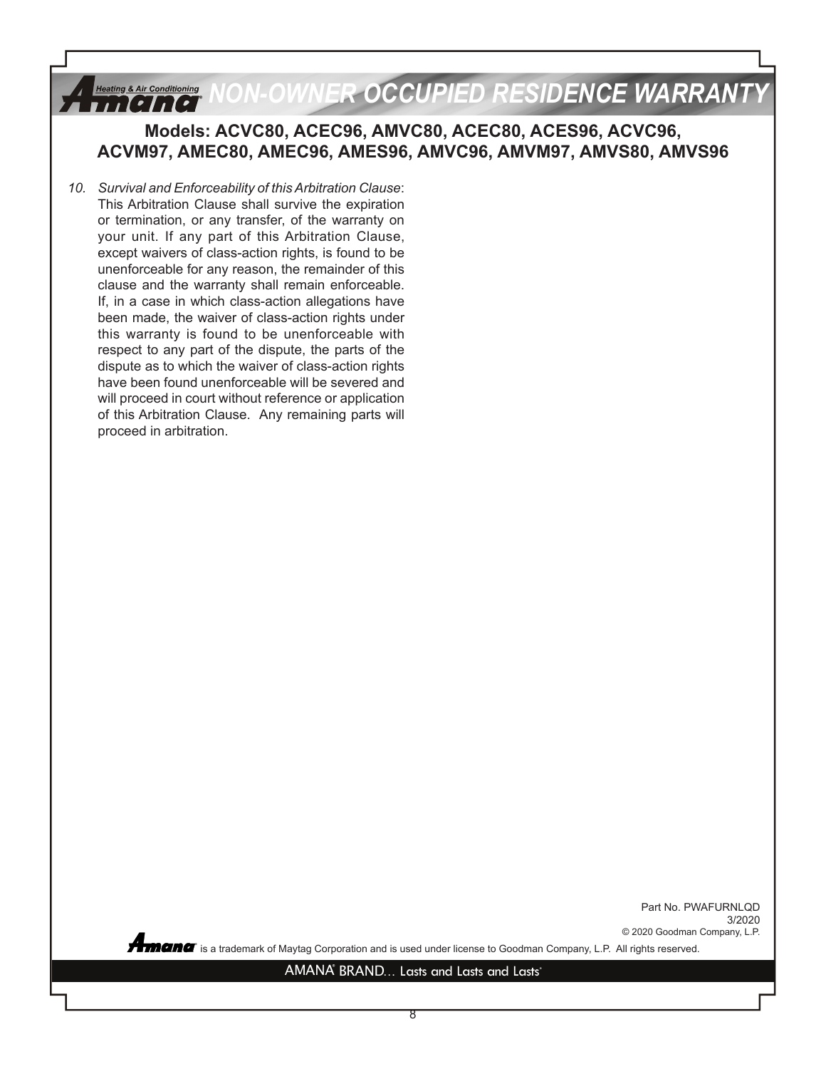# NON-OWNER OCCUPIED RESIDENCE WARRANTY

## Models: ACVC80, ACEC96, AMVC80, ACEC80, ACES96, ACVC96, ACVM97, AMEC80, AMEC96, AMES96, AMVC96, AMVM97, AMVS80, AMVS96

10. *Survival and Enforceability of this Arbitration Clause*: This Arbitration Clause shall survive the expiration or termination, or any transfer, of the warranty on your unit. If any part of this Arbitration Clause, except waivers of class-action rights, is found to be unenforceable for any reason, the remainder of this clause and the warranty shall remain enforceable. If, in a case in which class-action allegations have been made, the waiver of class-action rights under this warranty is found to be unenforceable with respect to any part of the dispute, the parts of the dispute as to which the waiver of class-action rights have been found unenforceable will be severed and will proceed in court without reference or application of this Arbitration Clause. Any remaining parts will proceed in arbitration.

Part No. PWAFURNLQD
3/2020
© 2020 Goodman Company, L.P.

Amana® is a trademark of Maytag Corporation and is used under license to Goodman Company, L.P. All rights reserved.

AMANA® BRAND... Lasts and Lasts and Lasts®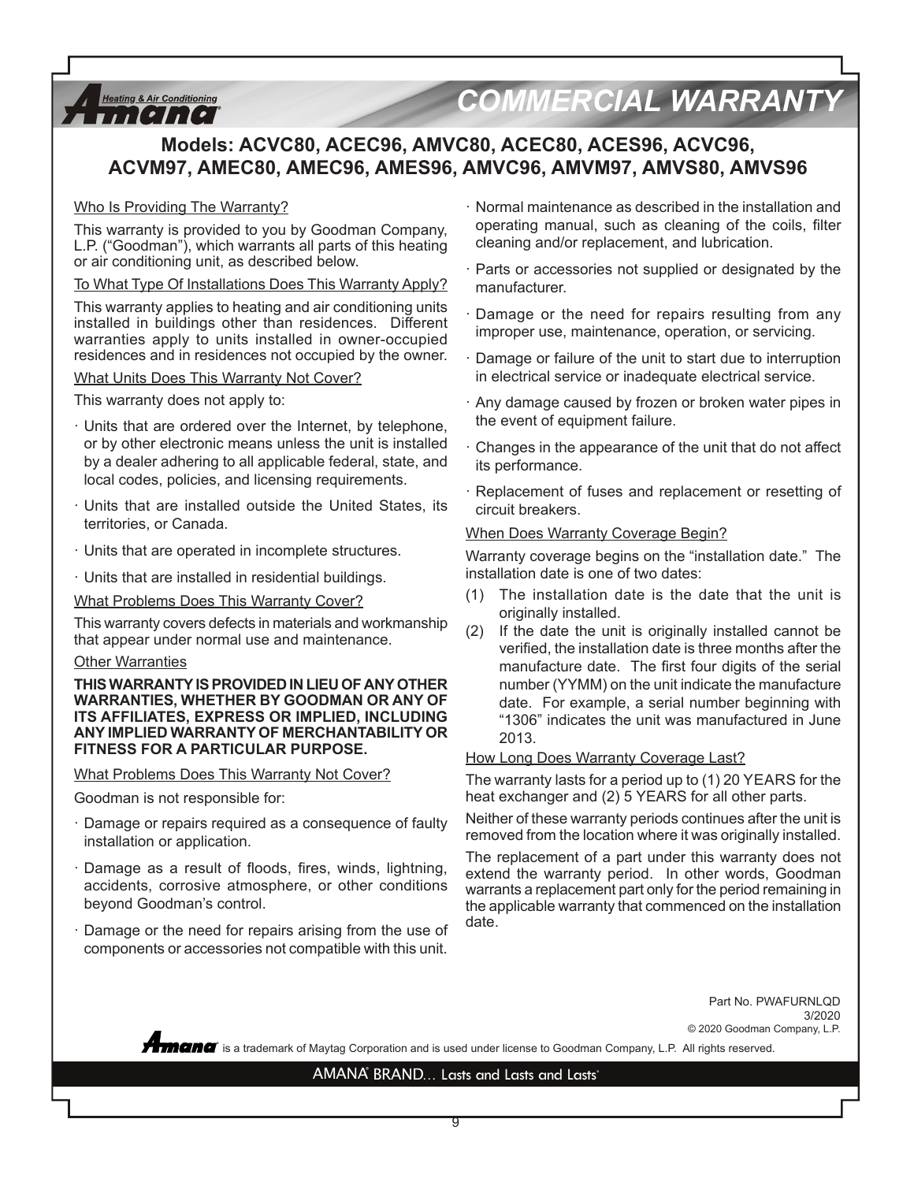# COMMERCIAL WARRANTY

## Models: ACVC80, ACEC96, AMVC80, ACEC80, ACES96, ACVC96, ACVM97, AMEC80, AMEC96, AMES96, AMVC96, AMVM97, AMVS80, AMVS96

### Who Is Providing The Warranty?

This warranty is provided to you by Goodman Company, L.P. ("Goodman"), which warrants all parts of this heating or air conditioning unit, as described below.

### To What Type Of Installations Does This Warranty Apply?

This warranty applies to heating and air conditioning units installed in buildings other than residences. Different warranties apply to units installed in owner-occupied residences and in residences not occupied by the owner.

### What Units Does This Warranty Not Cover?

This warranty does not apply to:

- Units that are ordered over the Internet, by telephone, or by other electronic means unless the unit is installed by a dealer adhering to all applicable federal, state, and local codes, policies, and licensing requirements.
- Units that are installed outside the United States, its territories, or Canada.
- Units that are operated in incomplete structures.
- Units that are installed in residential buildings.

### What Problems Does This Warranty Cover?

This warranty covers defects in materials and workmanship that appear under normal use and maintenance.

### Other Warranties

**THIS WARRANTY IS PROVIDED IN LIEU OF ANY OTHER WARRANTIES, WHETHER BY GOODMAN OR ANY OF ITS AFFILIATES, EXPRESS OR IMPLIED, INCLUDING ANY IMPLIED WARRANTY OF MERCHANTABILITY OR FITNESS FOR A PARTICULAR PURPOSE.**

### What Problems Does This Warranty Not Cover?

Goodman is not responsible for:

- Damage or repairs required as a consequence of faulty installation or application.
- Damage as a result of floods, fires, winds, lightning, accidents, corrosive atmosphere, or other conditions beyond Goodman's control.
- Damage or the need for repairs arising from the use of components or accessories not compatible with this unit.
- Normal maintenance as described in the installation and operating manual, such as cleaning of the coils, filter cleaning and/or replacement, and lubrication.
- Parts or accessories not supplied or designated by the manufacturer.
- Damage or the need for repairs resulting from any improper use, maintenance, operation, or servicing.
- Damage or failure of the unit to start due to interruption in electrical service or inadequate electrical service.
- Any damage caused by frozen or broken water pipes in the event of equipment failure.
- Changes in the appearance of the unit that do not affect its performance.
- Replacement of fuses and replacement or resetting of circuit breakers.

### When Does Warranty Coverage Begin?

Warranty coverage begins on the "installation date." The installation date is one of two dates:

(1) The installation date is the date that the unit is originally installed.

(2) If the date the unit is originally installed cannot be verified, the installation date is three months after the manufacture date. The first four digits of the serial number (YYMM) on the unit indicate the manufacture date. For example, a serial number beginning with "1306" indicates the unit was manufactured in June 2013.

### How Long Does Warranty Coverage Last?

The warranty lasts for a period up to (1) 20 YEARS for the heat exchanger and (2) 5 YEARS for all other parts.

Neither of these warranty periods continues after the unit is removed from the location where it was originally installed.

The replacement of a part under this warranty does not extend the warranty period. In other words, Goodman warrants a replacement part only for the period remaining in the applicable warranty that commenced on the installation date.

Part No. PWAFURNLQD
3/2020
© 2020 Goodman Company, L.P.

Amana is a trademark of Maytag Corporation and is used under license to Goodman Company, L.P. All rights reserved.

AMANA® BRAND... Lasts and Lasts and Lasts®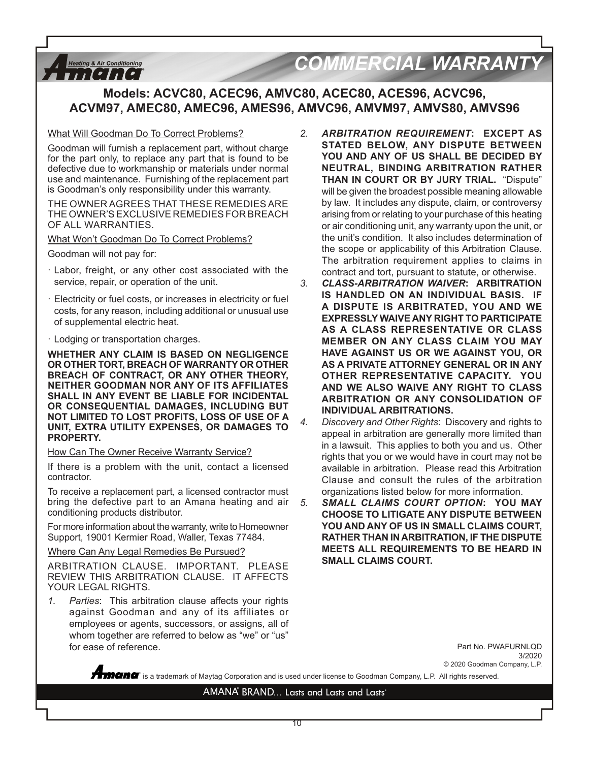# COMMERCIAL WARRANTY

## Models: ACVC80, ACEC96, AMVC80, ACEC80, ACES96, ACVC96, ACVM97, AMEC80, AMEC96, AMES96, AMVC96, AMVM97, AMVS80, AMVS96

What Will Goodman Do To Correct Problems?

Goodman will furnish a replacement part, without charge for the part only, to replace any part that is found to be defective due to workmanship or materials under normal use and maintenance. Furnishing of the replacement part is Goodman's only responsibility under this warranty.

THE OWNER AGREES THAT THESE REMEDIES ARE THE OWNER'S EXCLUSIVE REMEDIES FOR BREACH OF ALL WARRANTIES.

What Won't Goodman Do To Correct Problems?

Goodman will not pay for:

- Labor, freight, or any other cost associated with the service, repair, or operation of the unit.
- Electricity or fuel costs, or increases in electricity or fuel costs, for any reason, including additional or unusual use of supplemental electric heat.
- Lodging or transportation charges.

**WHETHER ANY CLAIM IS BASED ON NEGLIGENCE OR OTHER TORT, BREACH OF WARRANTY OR OTHER BREACH OF CONTRACT, OR ANY OTHER THEORY, NEITHER GOODMAN NOR ANY OF ITS AFFILIATES SHALL IN ANY EVENT BE LIABLE FOR INCIDENTAL OR CONSEQUENTIAL DAMAGES, INCLUDING BUT NOT LIMITED TO LOST PROFITS, LOSS OF USE OF A UNIT, EXTRA UTILITY EXPENSES, OR DAMAGES TO PROPERTY.**

How Can The Owner Receive Warranty Service?

If there is a problem with the unit, contact a licensed contractor.

To receive a replacement part, a licensed contractor must bring the defective part to an Amana heating and air conditioning products distributor.

For more information about the warranty, write to Homeowner Support, 19001 Kermier Road, Waller, Texas 77484.

Where Can Any Legal Remedies Be Pursued?

ARBITRATION CLAUSE. IMPORTANT. PLEASE REVIEW THIS ARBITRATION CLAUSE. IT AFFECTS YOUR LEGAL RIGHTS.

1. *Parties*: This arbitration clause affects your rights against Goodman and any of its affiliates or employees or agents, successors, or assigns, all of whom together are referred to below as "we" or "us" for ease of reference.
2. ***ARBITRATION REQUIREMENT*: EXCEPT AS STATED BELOW, ANY DISPUTE BETWEEN YOU AND ANY OF US SHALL BE DECIDED BY NEUTRAL, BINDING ARBITRATION RATHER THAN IN COURT OR BY JURY TRIAL.** "Dispute" will be given the broadest possible meaning allowable by law. It includes any dispute, claim, or controversy arising from or relating to your purchase of this heating or air conditioning unit, any warranty upon the unit, or the unit's condition. It also includes determination of the scope or applicability of this Arbitration Clause. The arbitration requirement applies to claims in contract and tort, pursuant to statute, or otherwise.
3. ***CLASS-ARBITRATION WAIVER*: ARBITRATION IS HANDLED ON AN INDIVIDUAL BASIS. IF A DISPUTE IS ARBITRATED, YOU AND WE EXPRESSLY WAIVE ANY RIGHT TO PARTICIPATE AS A CLASS REPRESENTATIVE OR CLASS MEMBER ON ANY CLASS CLAIM YOU MAY HAVE AGAINST US OR WE AGAINST YOU, OR AS A PRIVATE ATTORNEY GENERAL OR IN ANY OTHER REPRESENTATIVE CAPACITY. YOU AND WE ALSO WAIVE ANY RIGHT TO CLASS ARBITRATION OR ANY CONSOLIDATION OF INDIVIDUAL ARBITRATIONS.**
4. *Discovery and Other Rights*: Discovery and rights to appeal in arbitration are generally more limited than in a lawsuit. This applies to both you and us. Other rights that you or we would have in court may not be available in arbitration. Please read this Arbitration Clause and consult the rules of the arbitration organizations listed below for more information.
5. ***SMALL CLAIMS COURT OPTION*: YOU MAY CHOOSE TO LITIGATE ANY DISPUTE BETWEEN YOU AND ANY OF US IN SMALL CLAIMS COURT, RATHER THAN IN ARBITRATION, IF THE DISPUTE MEETS ALL REQUIREMENTS TO BE HEARD IN SMALL CLAIMS COURT.**

Part No. PWAFURNLQD
3/2020
© 2020 Goodman Company, L.P.

Amana® is a trademark of Maytag Corporation and is used under license to Goodman Company, L.P. All rights reserved.

AMANA® BRAND... Lasts and Lasts and Lasts®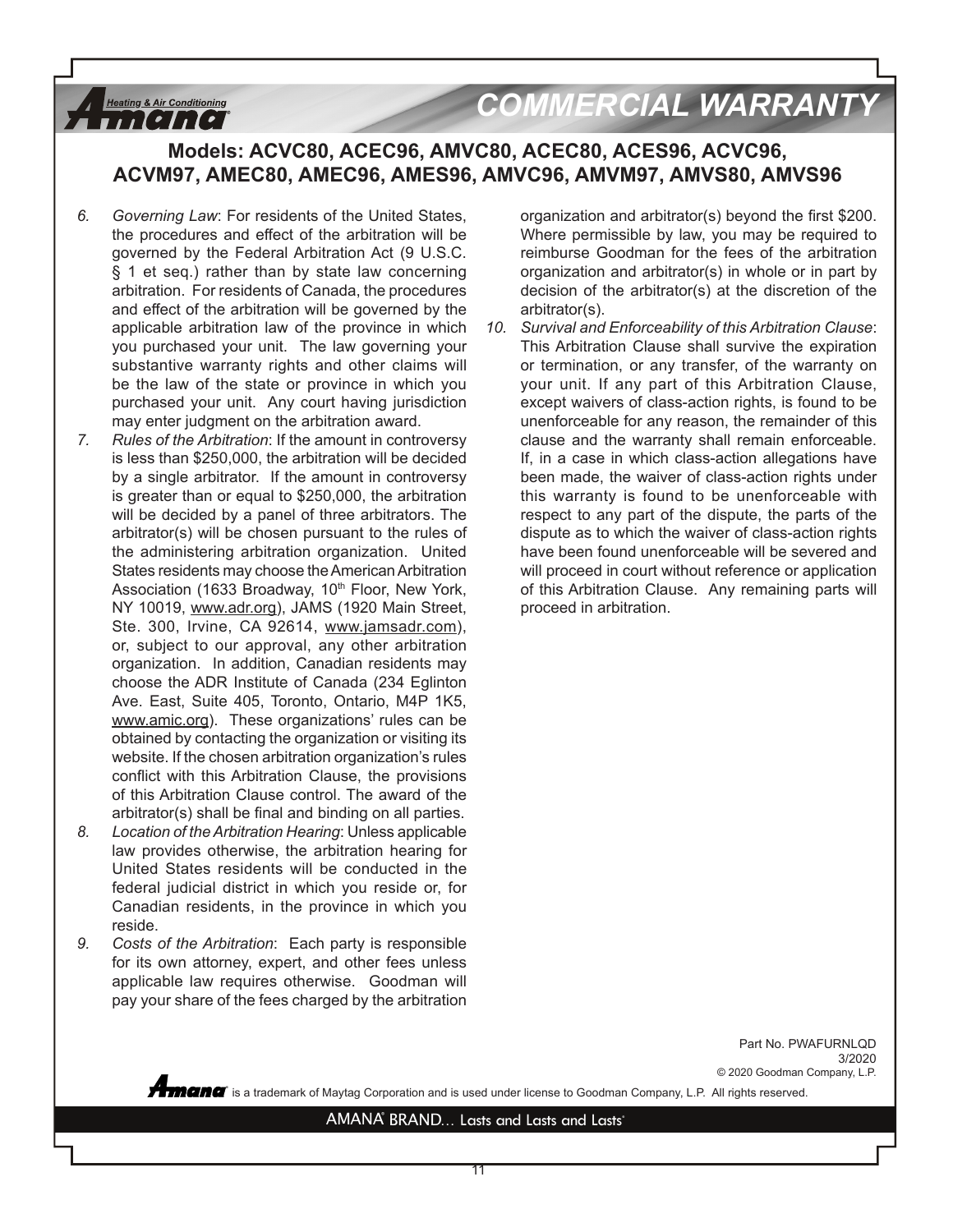# COMMERCIAL WARRANTY

## Models: ACVC80, ACEC96, AMVC80, ACEC80, ACES96, ACVC96, ACVM97, AMEC80, AMEC96, AMES96, AMVC96, AMVM97, AMVS80, AMVS96

6. *Governing Law*: For residents of the United States, the procedures and effect of the arbitration will be governed by the Federal Arbitration Act (9 U.S.C. § 1 et seq.) rather than by state law concerning arbitration. For residents of Canada, the procedures and effect of the arbitration will be governed by the applicable arbitration law of the province in which you purchased your unit. The law governing your substantive warranty rights and other claims will be the law of the state or province in which you purchased your unit. Any court having jurisdiction may enter judgment on the arbitration award.
7. *Rules of the Arbitration*: If the amount in controversy is less than $250,000, the arbitration will be decided by a single arbitrator. If the amount in controversy is greater than or equal to $250,000, the arbitration will be decided by a panel of three arbitrators. The arbitrator(s) will be chosen pursuant to the rules of the administering arbitration organization. United States residents may choose the American Arbitration Association (1633 Broadway, 10th Floor, New York, NY 10019, www.adr.org), JAMS (1920 Main Street, Ste. 300, Irvine, CA 92614, www.jamsadr.com), or, subject to our approval, any other arbitration organization. In addition, Canadian residents may choose the ADR Institute of Canada (234 Eglinton Ave. East, Suite 405, Toronto, Ontario, M4P 1K5, www.amic.org). These organizations' rules can be obtained by contacting the organization or visiting its website. If the chosen arbitration organization's rules conflict with this Arbitration Clause, the provisions of this Arbitration Clause control. The award of the arbitrator(s) shall be final and binding on all parties.
8. *Location of the Arbitration Hearing*: Unless applicable law provides otherwise, the arbitration hearing for United States residents will be conducted in the federal judicial district in which you reside or, for Canadian residents, in the province in which you reside.
9. *Costs of the Arbitration*: Each party is responsible for its own attorney, expert, and other fees unless applicable law requires otherwise. Goodman will pay your share of the fees charged by the arbitration organization and arbitrator(s) beyond the first $200. Where permissible by law, you may be required to reimburse Goodman for the fees of the arbitration organization and arbitrator(s) in whole or in part by decision of the arbitrator(s) at the discretion of the arbitrator(s).
10. *Survival and Enforceability of this Arbitration Clause*: This Arbitration Clause shall survive the expiration or termination, or any transfer, of the warranty on your unit. If any part of this Arbitration Clause, except waivers of class-action rights, is found to be unenforceable for any reason, the remainder of this clause and the warranty shall remain enforceable. If, in a case in which class-action allegations have been made, the waiver of class-action rights under this warranty is found to be unenforceable with respect to any part of the dispute, the parts of the dispute as to which the waiver of class-action rights have been found unenforceable will be severed and will proceed in court without reference or application of this Arbitration Clause. Any remaining parts will proceed in arbitration.

Part No. PWAFURNLQD
3/2020
© 2020 Goodman Company, L.P.

Amana® is a trademark of Maytag Corporation and is used under license to Goodman Company, L.P. All rights reserved.

AMANA® BRAND... Lasts and Lasts and Lasts®